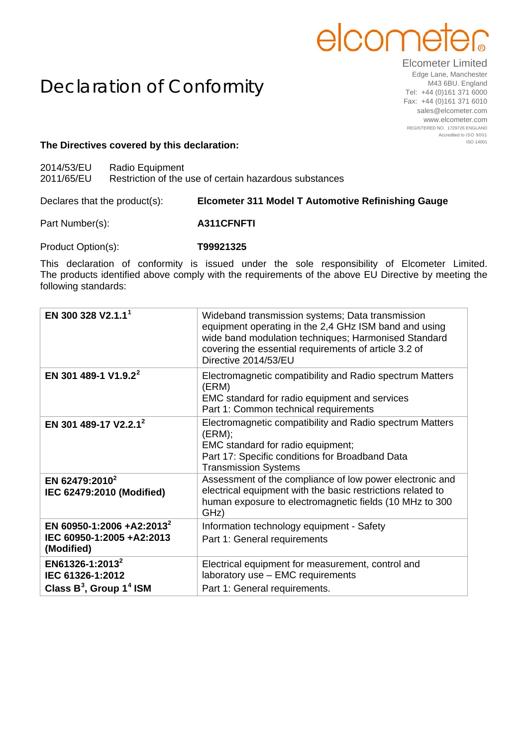elcometer

Elcometer Limited
Edge Lane, Manchester
M43 6BU. England
Tel: +44 (0)161 371 6000
Fax: +44 (0)161 371 6010
sales@elcometer.com
www.elcometer.com
REGISTERED NO. 1729726 ENGLAND
Accredited to ISO 9001
ISO 14001

# Declaration of Conformity

**The Directives covered by this declaration:**

2014/53/EU  Radio Equipment
2011/65/EU  Restriction of the use of certain hazardous substances

Declares that the product(s): **Elcometer 311 Model T Automotive Refinishing Gauge**

Part Number(s): **A311CFNFTI**

Product Option(s): **T99921325**

This declaration of conformity is issued under the sole responsibility of Elcometer Limited. The products identified above comply with the requirements of the above EU Directive by meeting the following standards:

| | |
|---|---|
| **EN 300 328 V2.1.1**[1] | Wideband transmission systems; Data transmission equipment operating in the 2,4 GHz ISM band and using wide band modulation techniques; Harmonised Standard covering the essential requirements of article 3.2 of Directive 2014/53/EU |
| **EN 301 489-1 V1.9.2**[2] | Electromagnetic compatibility and Radio spectrum Matters (ERM)<br>EMC standard for radio equipment and services<br>Part 1: Common technical requirements |
| **EN 301 489-17 V2.2.1**[2] | Electromagnetic compatibility and Radio spectrum Matters (ERM);<br>EMC standard for radio equipment;<br>Part 17: Specific conditions for Broadband Data Transmission Systems |
| **EN 62479:2010**[2]<br>**IEC 62479:2010 (Modified)** | Assessment of the compliance of low power electronic and electrical equipment with the basic restrictions related to human exposure to electromagnetic fields (10 MHz to 300 GHz) |
| **EN 60950-1:2006 +A2:2013**[2]<br>**IEC 60950-1:2005 +A2:2013 (Modified)** | Information technology equipment - Safety<br>Part 1: General requirements |
| **EN61326-1:2013**[2]<br>**IEC 61326-1:2012**<br>**Class B**[3]**, Group 1**[4] **ISM** | Electrical equipment for measurement, control and laboratory use – EMC requirements<br>Part 1: General requirements. |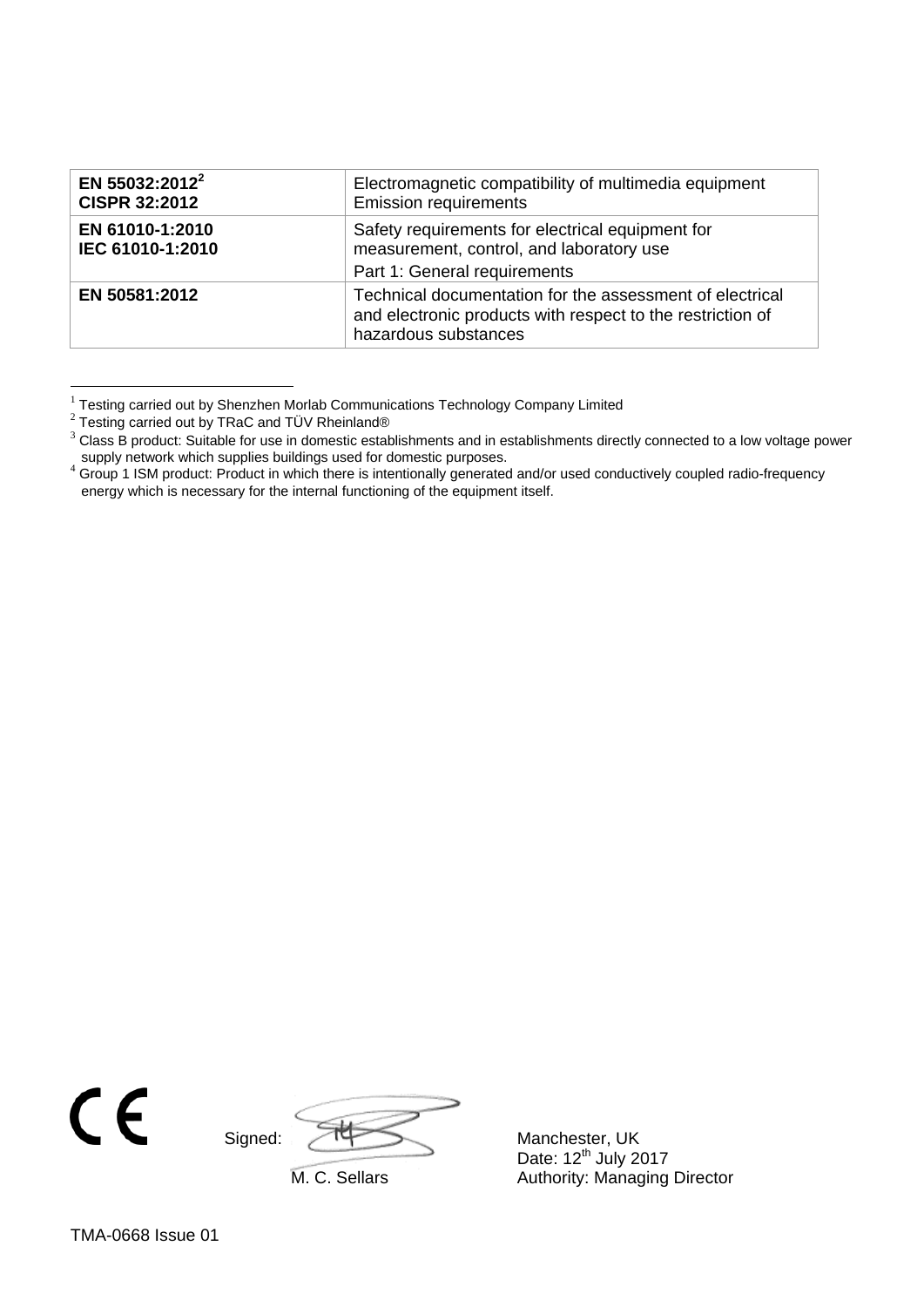| | |
|---|---|
| **EN 55032:2012**[2] **CISPR 32:2012** | Electromagnetic compatibility of multimedia equipment Emission requirements |
| **EN 61010-1:2010 IEC 61010-1:2010** | Safety requirements for electrical equipment for measurement, control, and laboratory use Part 1: General requirements |
| **EN 50581:2012** | Technical documentation for the assessment of electrical and electronic products with respect to the restriction of hazardous substances |

[1] Testing carried out by Shenzhen Morlab Communications Technology Company Limited
[2] Testing carried out by TRaC and TÜV Rheinland®
[3] Class B product: Suitable for use in domestic establishments and in establishments directly connected to a low voltage power supply network which supplies buildings used for domestic purposes.
[4] Group 1 ISM product: Product in which there is intentionally generated and/or used conductively coupled radio-frequency energy which is necessary for the internal functioning of the equipment itself.

CE

Signed:

M. C. Sellars

Manchester, UK
Date: 12th July 2017
Authority: Managing Director

TMA-0668 Issue 01